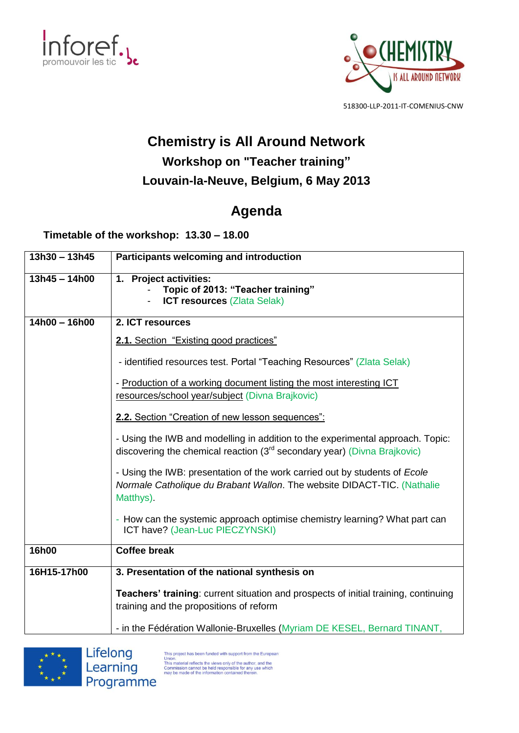518300-LLP-2011-IT-COMENIUS-CNW

# Chemistry is All Around Network

## Workshop on "Teacher training"

## Louvain-la-Neuve, Belgium, 6 May 2013

## Agenda

**Timetable of the workshop: 13.30 – 18.00**

| | |
|---|---|
| **13h30 – 13h45** | **Participants welcoming and introduction** |
| **13h45 – 14h00** | **1. Project activities:**<br>- **Topic of 2013: "Teacher training"**<br>- **ICT resources** (Zlata Selak) |
| **14h00 – 16h00** | **2. ICT resources**<br><br>**2.1.** Section "Existing good practices"<br><br>- identified resources test. Portal "Teaching Resources" (Zlata Selak)<br><br>- Production of a working document listing the most interesting ICT resources/school year/subject (Divna Brajkovic)<br><br>**2.2.** Section "Creation of new lesson sequences":<br><br>- Using the IWB and modelling in addition to the experimental approach. Topic: discovering the chemical reaction (3rd secondary year) (Divna Brajkovic)<br><br>- Using the IWB: presentation of the work carried out by students of *Ecole Normale Catholique du Brabant Wallon*. The website DIDACT-TIC. (Nathalie Matthys).<br><br>- How can the systemic approach optimise chemistry learning? What part can ICT have? (Jean-Luc PIECZYNSKI) |
| **16h00** | **Coffee break** |
| **16H15-17h00** | **3. Presentation of the national synthesis on**<br><br>**Teachers' training**: current situation and prospects of initial training, continuing training and the propositions of reform<br><br>- in the Fédération Wallonie-Bruxelles (Myriam DE KESEL, Bernard TINANT, |

Lifelong Learning Programme

This project has been funded with support from the European Union.
This material reflects the views only of the author, and the Commission cannot be held responsible for any use which may be made of the information contained therein.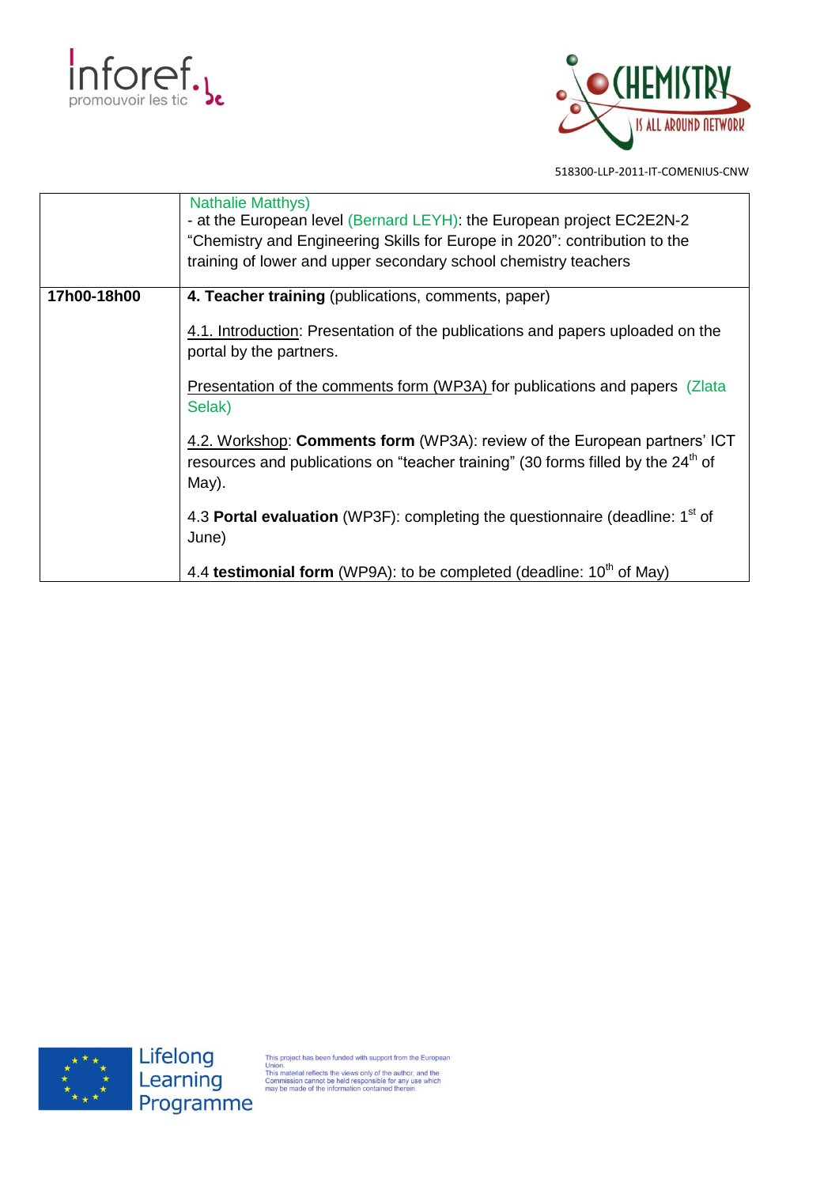| | |
|---|---|
| | Nathalie Matthys)<br>- at the European level (Bernard LEYH): the European project EC2E2N-2 “Chemistry and Engineering Skills for Europe in 2020”: contribution to the training of lower and upper secondary school chemistry teachers |
| **17h00-18h00** | **4. Teacher training** (publications, comments, paper)<br><br>4.1. Introduction: Presentation of the publications and papers uploaded on the portal by the partners.<br><br>Presentation of the comments form (WP3A) for publications and papers (Zlata Selak)<br><br>4.2. Workshop: **Comments form** (WP3A): review of the European partners’ ICT resources and publications on “teacher training” (30 forms filled by the 24th of May).<br><br>4.3 **Portal evaluation** (WP3F): completing the questionnaire (deadline: 1st of June)<br><br>4.4 **testimonial form** (WP9A): to be completed (deadline: 10th of May) |